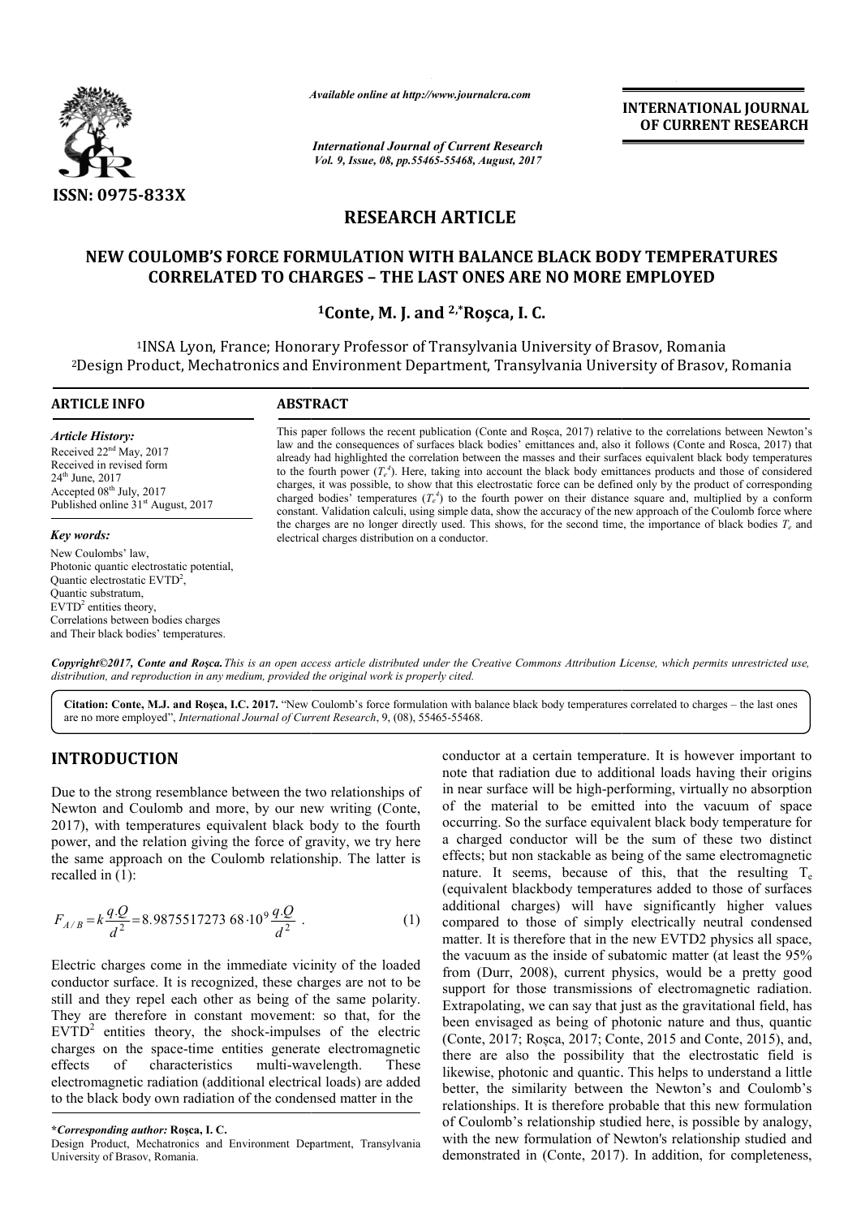*Available online at http://www.journalcra.com*

*International Journal of Current Research*
*Vol. 9, Issue, 08, pp.55465-55468, August, 2017*

**INTERNATIONAL JOURNAL OF CURRENT RESEARCH**

**ISSN: 0975-833X**

# RESEARCH ARTICLE

## NEW COULOMB'S FORCE FORMULATION WITH BALANCE BLACK BODY TEMPERATURES CORRELATED TO CHARGES – THE LAST ONES ARE NO MORE EMPLOYED

**[1]Conte, M. J. and [2,*]Roşca, I. C.**

[1]INSA Lyon, France; Honorary Professor of Transylvania University of Brasov, Romania
[2]Design Product, Mechatronics and Environment Department, Transylvania University of Brasov, Romania

### ARTICLE INFO

*Article History:*
Received 22nd May, 2017
Received in revised form 24th June, 2017
Accepted 08th July, 2017
Published online 31st August, 2017

*Key words:*
New Coulombs' law,
Photonic quantic electrostatic potential,
Quantic electrostatic $EVTD^2$,
Quantic substratum,
$EVTD^2$ entities theory,
Correlations between bodies charges and Their black bodies' temperatures.

### ABSTRACT

This paper follows the recent publication (Conte and Roşca, 2017) relative to the correlations between Newton's law and the consequences of surfaces black bodies' emittances and, also it follows (Conte and Rosca, 2017) that already had highlighted the correlation between the masses and their surfaces equivalent black body temperatures to the fourth power ($T_e^4$). Here, taking into account the black body emittances products and those of considered charges, it was possible, to show that this electrostatic force can be defined only by the product of corresponding charged bodies' temperatures ($T_e^4$) to the fourth power on their distance square and, multiplied by a conform constant. Validation calculi, using simple data, show the accuracy of the new approach of the Coulomb force where the charges are no longer directly used. This shows, for the second time, the importance of black bodies $T_e$ and electrical charges distribution on a conductor.

*Copyright©2017, Conte and Roşca. This is an open access article distributed under the Creative Commons Attribution License, which permits unrestricted use, distribution, and reproduction in any medium, provided the original work is properly cited.*

**Citation: Conte, M.J. and Roşca, I.C. 2017.** "New Coulomb's force formulation with balance black body temperatures correlated to charges – the last ones are no more employed", *International Journal of Current Research*, 9, (08), 55465-55468.

## INTRODUCTION

Due to the strong resemblance between the two relationships of Newton and Coulomb and more, by our new writing (Conte, 2017), with temperatures equivalent black body to the fourth power, and the relation giving the force of gravity, we try here the same approach on the Coulomb relationship. The latter is recalled in (1):

$$F_{A/B} = k\frac{q.Q}{d^2} = 8.9875517273\,68 \cdot 10^9 \frac{q.Q}{d^2}\ . \tag{1}$$

Electric charges come in the immediate vicinity of the loaded conductor surface. It is recognized, these charges are not to be still and they repel each other as being of the same polarity. They are therefore in constant movement: so that, for the $EVTD^2$ entities theory, the shock-impulses of the electric charges on the space-time entities generate electromagnetic effects of characteristics multi-wavelength. These electromagnetic radiation (additional electrical loads) are added to the black body own radiation of the condensed matter in the conductor at a certain temperature. It is however important to note that radiation due to additional loads having their origins in near surface will be high-performing, virtually no absorption of the material to be emitted into the vacuum of space occurring. So the surface equivalent black body temperature for a charged conductor will be the sum of these two distinct effects; but non stackable as being of the same electromagnetic nature. It seems, because of this, that the resulting $T_e$ (equivalent blackbody temperatures added to those of surfaces additional charges) will have significantly higher values compared to those of simply electrically neutral condensed matter. It is therefore that in the new EVTD2 physics all space, the vacuum as the inside of subatomic matter (at least the 95% from (Durr, 2008), current physics, would be a pretty good support for those transmissions of electromagnetic radiation. Extrapolating, we can say that just as the gravitational field, has been envisaged as being of photonic nature and thus, quantic (Conte, 2017; Roşca, 2017; Conte, 2015 and Conte, 2015), and, there are also the possibility that the electrostatic field is likewise, photonic and quantic. This helps to understand a little better, the similarity between the Newton's and Coulomb's relationships. It is therefore probable that this new formulation of Coulomb's relationship studied here, is possible by analogy, with the new formulation of Newton's relationship studied and demonstrated in (Conte, 2017). In addition, for completeness,

***Corresponding author:* Roşca, I. C.**
Design Product, Mechatronics and Environment Department, Transylvania University of Brasov, Romania.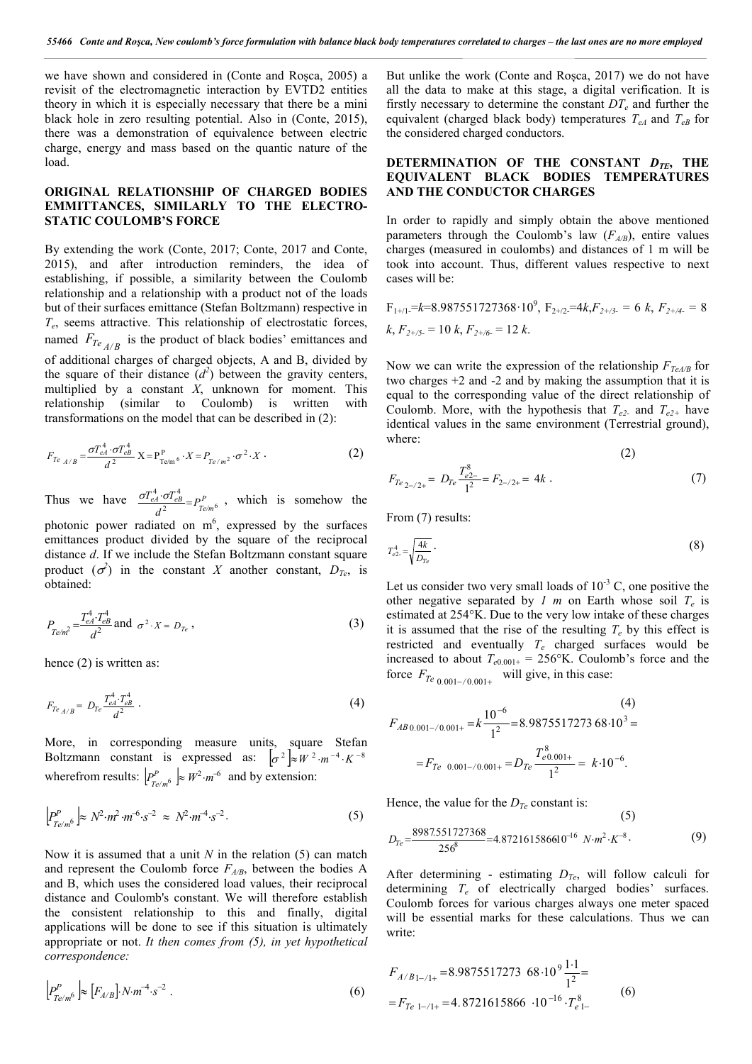we have shown and considered in (Conte and Roşca, 2005) a revisit of the electromagnetic interaction by EVTD2 entities theory in which it is especially necessary that there be a mini black hole in zero resulting potential. Also in (Conte, 2015), there was a demonstration of equivalence between electric charge, energy and mass based on the quantic nature of the load.

## ORIGINAL RELATIONSHIP OF CHARGED BODIES EMMITTANCES, SIMILARLY TO THE ELECTRO-STATIC COULOMB'S FORCE

By extending the work (Conte, 2017; Conte, 2017 and Conte, 2015), and after introduction reminders, the idea of establishing, if possible, a similarity between the Coulomb relationship and a relationship with a product not of the loads but of their surfaces emittance (Stefan Boltzmann) respective in $T_e$, seems attractive. This relationship of electrostatic forces, named $F_{Te_{A/B}}$ is the product of black bodies' emittances and of additional charges of charged objects, A and B, divided by the square of their distance ($d^2$) between the gravity centers, multiplied by a constant $X$, unknown for moment. This relationship (similar to Coulomb) is written with transformations on the model that can be described in (2):

$$F_{Te_{A/B}} = \frac{\sigma T_{eA}^4 \cdot \sigma T_{eB}^4}{d^2} X = P^P_{Te/m^6} \cdot X = P_{Te/m^2} \cdot \sigma^2 \cdot X \, . \tag{2}$$

Thus we have $\frac{\sigma T_{eA}^4 \cdot \sigma T_{eB}^4}{d^2} = P^P_{Te/m^6}$ , which is somehow the photonic power radiated on m$^6$, expressed by the surfaces emittances product divided by the square of the reciprocal distance $d$. If we include the Stefan Boltzmann constant square product ($\sigma^2$) in the constant $X$ another constant, $D_{Te}$, is obtained:

$$P_{Te/m^2} = \frac{T_{eA}^4 \cdot T_{eB}^4}{d^2} \text{ and } \sigma^2 \cdot X = D_{Te} \, , \tag{3}$$

hence (2) is written as:

$$F_{Te_{A/B}} = D_{Te} \frac{T_{eA}^4 \cdot T_{eB}^4}{d^2} \, . \tag{4}$$

More, in corresponding measure units, square Stefan Boltzmann constant is expressed as: $\left[\sigma^2\right] \approx W^2 \cdot m^{-4} \cdot K^{-8}$ wherefrom results: $\left[P^P_{Te/m^6}\right] \approx W^2 \cdot m^{-6}$ and by extension:

$$\left[P^P_{Te/m^6}\right] \approx N^2 \cdot m^2 \cdot m^{-6} \cdot s^{-2} \approx N^2 \cdot m^{-4} \cdot s^{-2} . \tag{5}$$

Now it is assumed that a unit $N$ in the relation (5) can match and represent the Coulomb force $F_{A/B}$, between the bodies A and B, which uses the considered load values, their reciprocal distance and Coulomb's constant. We will therefore establish the consistent relationship to this and finally, digital applications will be done to see if this situation is ultimately appropriate or not. *It then comes from (5), in yet hypothetical correspondence:*

$$\left[P^P_{Te/m^6}\right] \approx \left[F_{A/B}\right] \cdot N \cdot m^{-4} \cdot s^{-2} \, . \tag{6}$$

But unlike the work (Conte and Roşca, 2017) we do not have all the data to make at this stage, a digital verification. It is firstly necessary to determine the constant $DT_e$ and further the equivalent (charged black body) temperatures $T_{eA}$ and $T_{eB}$ for the considered charged conductors.

## DETERMINATION OF THE CONSTANT $D_{TE}$, THE EQUIVALENT BLACK BODIES TEMPERATURES AND THE CONDUCTOR CHARGES

In order to rapidly and simply obtain the above mentioned parameters through the Coulomb's law ($F_{A/B}$), entire values charges (measured in coulombs) and distances of 1 m will be took into account. Thus, different values respective to next cases will be:

$F_{1+/1-} = k = 8.987551727368 \cdot 10^9$, $F_{2+/2-} = 4k$, $F_{2+/3-} = 6\ k$, $F_{2+/4-} = 8\ k$, $F_{2+/5-} = 10\ k$, $F_{2+/6-} = 12\ k$.

Now we can write the expression of the relationship $F_{TeA/B}$ for two charges +2 and -2 and by making the assumption that it is equal to the corresponding value of the direct relationship of Coulomb. More, with the hypothesis that $T_{e2-}$ and $T_{e2+}$ have identical values in the same environment (Terrestrial ground), where:

$$F_{Te_{2-/2+}} = D_{Te} \frac{T_{e2-}^8}{1^2} = F_{2-/2+} = 4k \, . \tag{7}$$

From (7) results:

$$T_{e2-}^4 = \sqrt{\frac{4k}{D_{Te}}} \, . \tag{8}$$

Let us consider two very small loads of $10^{-3}$ C, one positive the other negative separated by *1 m* on Earth whose soil $T_e$ is estimated at 254°K. Due to the very low intake of these charges it is assumed that the rise of the resulting $T_e$ by this effect is restricted and eventually $T_e$ charged surfaces would be increased to about $T_{e0.001+}$ = 256°K. Coulomb's force and the force $F_{Te_{0.001-/0.001+}}$ will give, in this case:

$$F_{AB\,0.001-/0.001+} = k\frac{10^{-6}}{1^2} = 8.9875517273\,68 \cdot 10^3 = = F_{Te\ \ 0.001-/0.001+} = D_{Te}\frac{T_{e0.001+}^8}{1^2} = \ k \cdot 10^{-6}.$$

Hence, the value for the $D_{Te}$ constant is:

$$D_{Te} = \frac{8987.551727368}{256^8} = 4.872161586610^{-16}\ \ N \cdot m^2 \cdot K^{-8} \cdot \tag{9}$$

After determining - estimating $D_{Te}$, will follow calculi for determining $T_e$ of electrically charged bodies' surfaces. Coulomb forces for various charges always one meter spaced will be essential marks for these calculations. Thus we can write:

$$F_{A/B\,1-/1+} = 8.9875517273\ \ 68 \cdot 10^9 \frac{1 \cdot 1}{1^2} = = F_{Te\ 1-/1+} = 4.\,8721615866\ \cdot 10^{-16} \cdot T_{e\,1-}^8 \tag{6}$$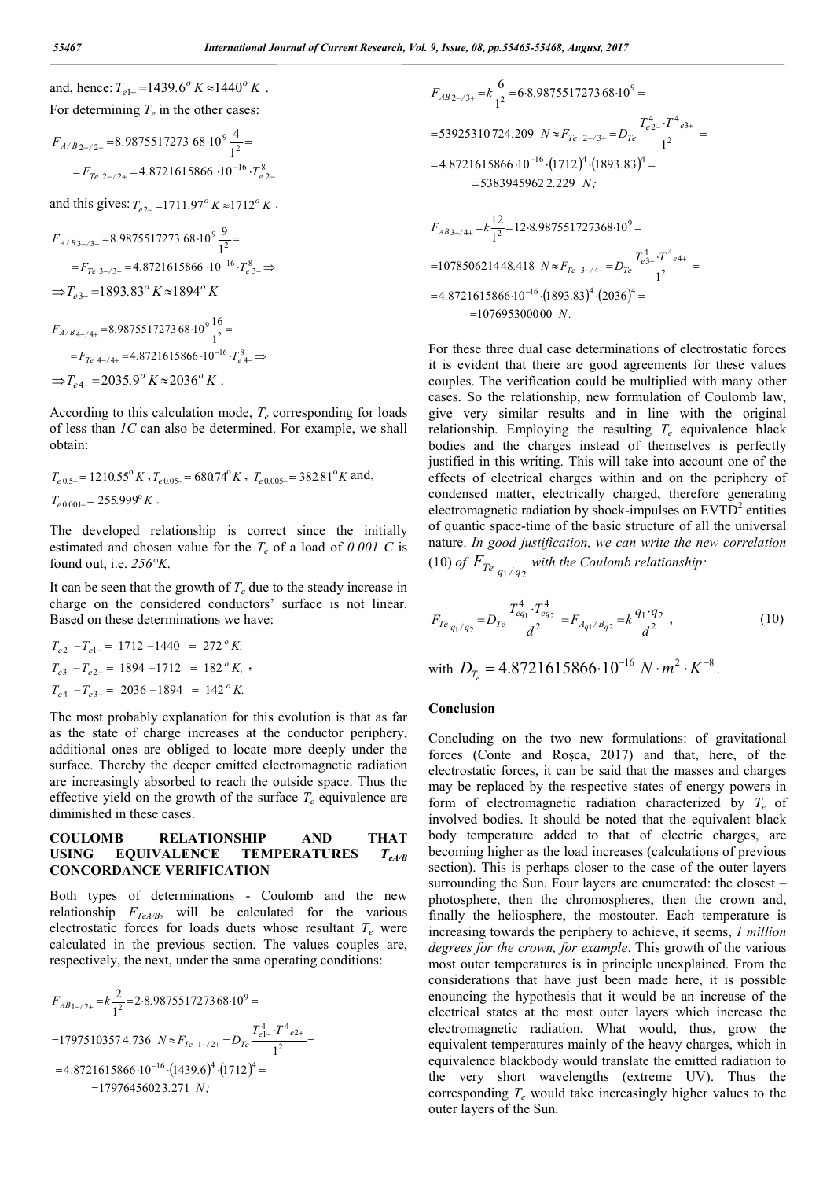and, hence: $T_{e1-} = 1439.6^o K \approx 1440^o K$ .

For determining $T_e$ in the other cases:

$$F_{A/B\,2-/2+} = 8.9875517273\ 68 \cdot 10^9 \frac{4}{1^2} = \\ = F_{Te\ 2-/2+} = 4.8721615866 \cdot 10^{-16} \cdot T_{e\,2-}^8$$

and this gives: $T_{e2-} = 1711.97^o K \approx 1712^o K$ .

$$F_{A/B\,3-/3+} = 8.9875517273\ 68 \cdot 10^9 \frac{9}{1^2} = \\ = F_{Te\ 3-/3+} = 4.8721615866 \cdot 10^{-16} \cdot T_{e\,3-}^8 \Rightarrow \\ \Rightarrow T_{e3-} = 1893.83^o K \approx 1894^o K$$

$$F_{A/B\,4-/4+} = 8.9875517273\,68 \cdot 10^9 \frac{16}{1^2} = \\ = F_{Te\ 4-/4+} = 4.8721615866 \cdot 10^{-16} \cdot T_{e\,4-}^8 \Rightarrow \\ \Rightarrow T_{e4-} = 2035.9^o K \approx 2036^o K .$$

According to this calculation mode, $T_e$ corresponding for loads of less than *1C* can also be determined. For example, we shall obtain:

$T_{e\,0.5-} = 1210.55^o K$ , $T_{e\,0.05-} = 680.74^o K$ , $T_{e\,0.005-} = 382.81^o K$ and, $T_{e\,0.001-} = 255.999^o K$ .

The developed relationship is correct since the initially estimated and chosen value for the $T_e$ of a load of *0.001 C* is found out, i.e. *256°K*.

It can be seen that the growth of $T_e$ due to the steady increase in charge on the considered conductors' surface is not linear. Based on these determinations we have:

$$T_{e\,2-} - T_{e1-} = 1712 - 1440 = 272^o K,$$
$$T_{e3-} - T_{e2-} = 1894 - 1712 = 182^o K,$$
$$T_{e4-} - T_{e3-} = 2036 - 1894 = 142^o K.$$

The most probably explanation for this evolution is that as far as the state of charge increases at the conductor periphery, additional ones are obliged to locate more deeply under the surface. Thereby the deeper emitted electromagnetic radiation are increasingly absorbed to reach the outside space. Thus the effective yield on the growth of the surface $T_e$ equivalence are diminished in these cases.

## COULOMB RELATIONSHIP AND THAT USING EQUIVALENCE TEMPERATURES $T_{eA/B}$ CONCORDANCE VERIFICATION

Both types of determinations - Coulomb and the new relationship $F_{TeA/B}$, will be calculated for the various electrostatic forces for loads duets whose resultant $T_e$ were calculated in the previous section. The values couples are, respectively, the next, under the same operating conditions:

$$F_{AB\,1-/2+} = k\frac{2}{1^2} = 2 \cdot 8.9875517273\,68 \cdot 10^9 = \\ = 17975103574.736\ N \approx F_{Te\ 1-/2+} = D_{Te}\frac{T_{e1-}^4 \cdot T^4{}_{e2+}}{1^2} = \\ = 4.8721615866 \cdot 10^{-16} \cdot (1439.6)^4 \cdot (1712)^4 = \\ = 17976456023.271\ N;$$

$$F_{AB\,2-/3+} = k\frac{6}{1^2} = 6 \cdot 8.9875517273\,68 \cdot 10^9 = \\ = 53925310724.209\ N \approx F_{Te\ 2-/3+} = D_{Te}\frac{T_{e2-}^4 \cdot T^4{}_{e3+}}{1^2} = \\ = 4.8721615866 \cdot 10^{-16} \cdot (1712)^4 \cdot (1893.83)^4 = \\ = 53839459622.229\ N;$$

$$F_{AB\,3-/4+} = k\frac{12}{1^2} = 12 \cdot 8.987551727368 \cdot 10^9 = \\ = 107850621448.418\ N \approx F_{Te\ 3-/4+} = D_{Te}\frac{T_{e3-}^4 \cdot T^4{}_{e4+}}{1^2} = \\ = 4.8721615866 \cdot 10^{-16} \cdot (1893.83)^4 \cdot (2036)^4 = \\ = 107695300000\ N.$$

For these three dual case determinations of electrostatic forces it is evident that there are good agreements for these values couples. The verification could be multiplied with many other cases. So the relationship, new formulation of Coulomb law, give very similar results and in line with the original relationship. Employing the resulting $T_e$ equivalence black bodies and the charges instead of themselves is perfectly justified in this writing. This will take into account one of the effects of electrical charges within and on the periphery of condensed matter, electrically charged, therefore generating electromagnetic radiation by shock-impulses on EVTD[2] entities of quantic space-time of the basic structure of all the universal nature. *In good justification, we can write the new correlation* (10) *of* $F_{Te\ q_1/q_2}$ *with the Coulomb relationship:*

$$F_{Te\ q_1/q_2} = D_{Te}\frac{T_{eq_1}^4 \cdot T_{eq_2}^4}{d^2} = F_{A_{q1}/B_{q2}} = k\frac{q_1 \cdot q_2}{d^2}, \qquad (10)$$

with $D_{T_e} = 4.8721615866 \cdot 10^{-16}\ N \cdot m^2 \cdot K^{-8}$.

## Conclusion

Concluding on the two new formulations: of gravitational forces (Conte and Roșca, 2017) and that, here, of the electrostatic forces, it can be said that the masses and charges may be replaced by the respective states of energy powers in form of electromagnetic radiation characterized by $T_e$ of involved bodies. It should be noted that the equivalent black body temperature added to that of electric charges, are becoming higher as the load increases (calculations of previous section). This is perhaps closer to the case of the outer layers surrounding the Sun. Four layers are enumerated: the closest – photosphere, then the chromospheres, then the crown and, finally the heliosphere, the mostouter. Each temperature is increasing towards the periphery to achieve, it seems, *1 million degrees for the crown, for example*. This growth of the various most outer temperatures is in principle unexplained. From the considerations that have just been made here, it is possible enouncing the hypothesis that it would be an increase of the electrical states at the most outer layers which increase the electromagnetic radiation. What would, thus, grow the equivalent temperatures mainly of the heavy charges, which in equivalence blackbody would translate the emitted radiation to the very short wavelengths (extreme UV). Thus the corresponding $T_e$ would take increasingly higher values to the outer layers of the Sun.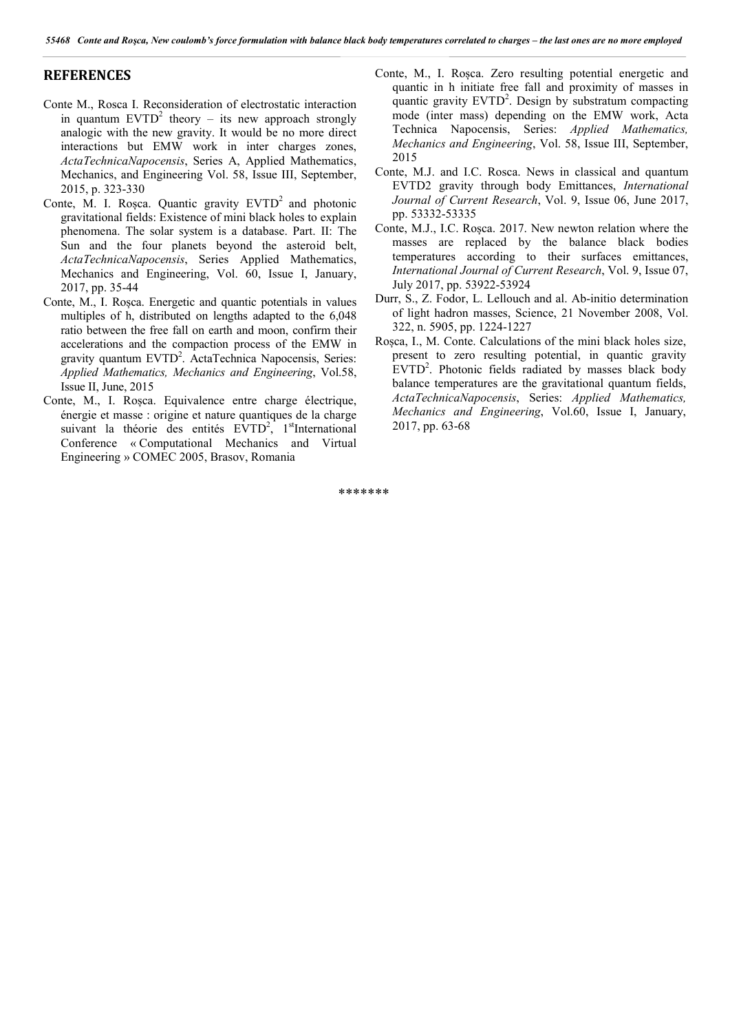## REFERENCES

Conte M., Rosca I. Reconsideration of electrostatic interaction in quantum $EVTD^2$ theory – its new approach strongly analogic with the new gravity. It would be no more direct interactions but EMW work in inter charges zones, *ActaTechnicaNapocensis*, Series A, Applied Mathematics, Mechanics, and Engineering Vol. 58, Issue III, September, 2015, p. 323-330

Conte, M. I. Roșca. Quantic gravity $EVTD^2$ and photonic gravitational fields: Existence of mini black holes to explain phenomena. The solar system is a database. Part. II: The Sun and the four planets beyond the asteroid belt, *ActaTechnicaNapocensis*, Series Applied Mathematics, Mechanics and Engineering, Vol. 60, Issue I, January, 2017, pp. 35-44

Conte, M., I. Roșca. Energetic and quantic potentials in values multiples of h, distributed on lengths adapted to the 6,048 ratio between the free fall on earth and moon, confirm their accelerations and the compaction process of the EMW in gravity quantum $EVTD^2$. ActaTechnica Napocensis, Series: *Applied Mathematics, Mechanics and Engineering*, Vol.58, Issue II, June, 2015

Conte, M., I. Roșca. Equivalence entre charge électrique, énergie et masse : origine et nature quantiques de la charge suivant la théorie des entités $EVTD^2$, 1st International Conference « Computational Mechanics and Virtual Engineering » COMEC 2005, Brasov, Romania

Conte, M., I. Roșca. Zero resulting potential energetic and quantic in h initiate free fall and proximity of masses in quantic gravity $EVTD^2$. Design by substratum compacting mode (inter mass) depending on the EMW work, Acta Technica Napocensis, Series: *Applied Mathematics, Mechanics and Engineering*, Vol. 58, Issue III, September, 2015

Conte, M.J. and I.C. Rosca. News in classical and quantum EVTD2 gravity through body Emittances, *International Journal of Current Research*, Vol. 9, Issue 06, June 2017, pp. 53332-53335

Conte, M.J., I.C. Roșca. 2017. New newton relation where the masses are replaced by the balance black bodies temperatures according to their surfaces emittances, *International Journal of Current Research*, Vol. 9, Issue 07, July 2017, pp. 53922-53924

Durr, S., Z. Fodor, L. Lellouch and al. Ab-initio determination of light hadron masses, Science, 21 November 2008, Vol. 322, n. 5905, pp. 1224-1227

Roșca, I., M. Conte. Calculations of the mini black holes size, present to zero resulting potential, in quantic gravity $EVTD^2$. Photonic fields radiated by masses black body balance temperatures are the gravitational quantum fields, *ActaTechnicaNapocensis*, Series: *Applied Mathematics, Mechanics and Engineering*, Vol.60, Issue I, January, 2017, pp. 63-68

*******